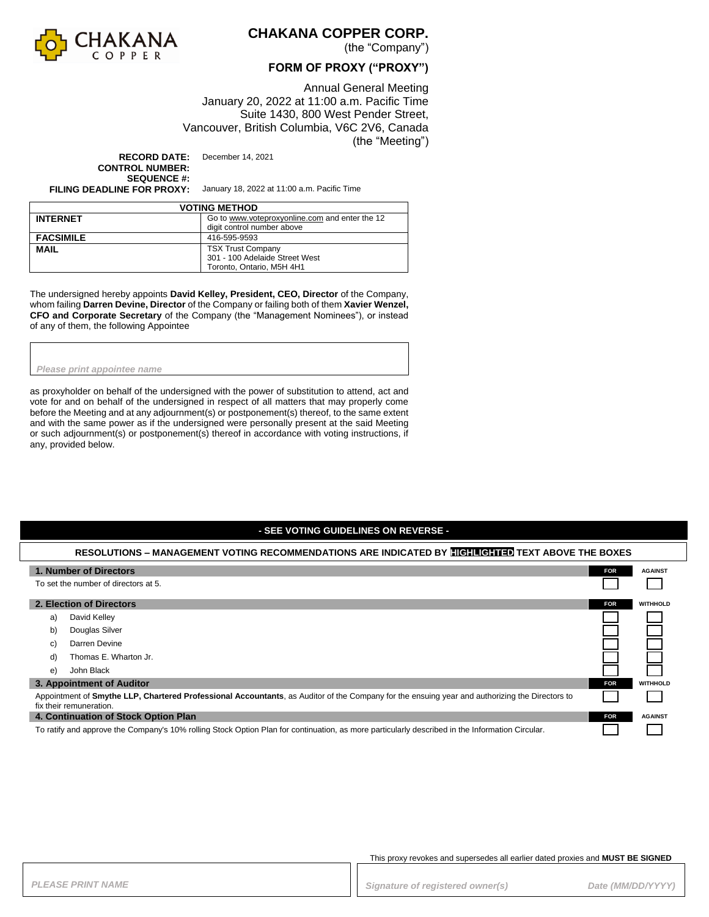# CHAKANA COPPER CORP.

(the "Company")

## FORM OF PROXY ("PROXY")

Annual General Meeting
January 20, 2022 at 11:00 a.m. Pacific Time
Suite 1430, 800 West Pender Street,
Vancouver, British Columbia, V6C 2V6, Canada
(the "Meeting")

**RECORD DATE:** December 14, 2021
**CONTROL NUMBER:**
**SEQUENCE #:**
**FILING DEADLINE FOR PROXY:** January 18, 2022 at 11:00 a.m. Pacific Time

| VOTING METHOD | |
|---|---|
| **INTERNET** | Go to www.voteproxyonline.com and enter the 12 digit control number above |
| **FACSIMILE** | 416-595-9593 |
| **MAIL** | TSX Trust Company<br>301 - 100 Adelaide Street West<br>Toronto, Ontario, M5H 4H1 |

The undersigned hereby appoints **David Kelley, President, CEO, Director** of the Company, whom failing **Darren Devine, Director** of the Company or failing both of them **Xavier Wenzel, CFO and Corporate Secretary** of the Company (the "Management Nominees"), or instead of any of them, the following Appointee

*Please print appointee name*

as proxyholder on behalf of the undersigned with the power of substitution to attend, act and vote for and on behalf of the undersigned in respect of all matters that may properly come before the Meeting and at any adjournment(s) or postponement(s) thereof, to the same extent and with the same power as if the undersigned were personally present at the said Meeting or such adjournment(s) or postponement(s) thereof in accordance with voting instructions, if any, provided below.

**- SEE VOTING GUIDELINES ON REVERSE -**

**RESOLUTIONS – MANAGEMENT VOTING RECOMMENDATIONS ARE INDICATED BY HIGHLIGHTED TEXT ABOVE THE BOXES**

| **1. Number of Directors** | **FOR** | **AGAINST** |
|---|---|---|
| To set the number of directors at 5. | ☐ | ☐ |
| **2. Election of Directors** | **FOR** | **WITHHOLD** |
| a) David Kelley | ☐ | ☐ |
| b) Douglas Silver | ☐ | ☐ |
| c) Darren Devine | ☐ | ☐ |
| d) Thomas E. Wharton Jr. | ☐ | ☐ |
| e) John Black | ☐ | ☐ |
| **3. Appointment of Auditor** | **FOR** | **WITHHOLD** |
| Appointment of **Smythe LLP, Chartered Professional Accountants**, as Auditor of the Company for the ensuing year and authorizing the Directors to fix their remuneration. | ☐ | ☐ |
| **4. Continuation of Stock Option Plan** | **FOR** | **AGAINST** |
| To ratify and approve the Company's 10% rolling Stock Option Plan for continuation, as more particularly described in the Information Circular. | ☐ | ☐ |

This proxy revokes and supersedes all earlier dated proxies and **MUST BE SIGNED**

*PLEASE PRINT NAME*

*Signature of registered owner(s)*

*Date (MM/DD/YYYY)*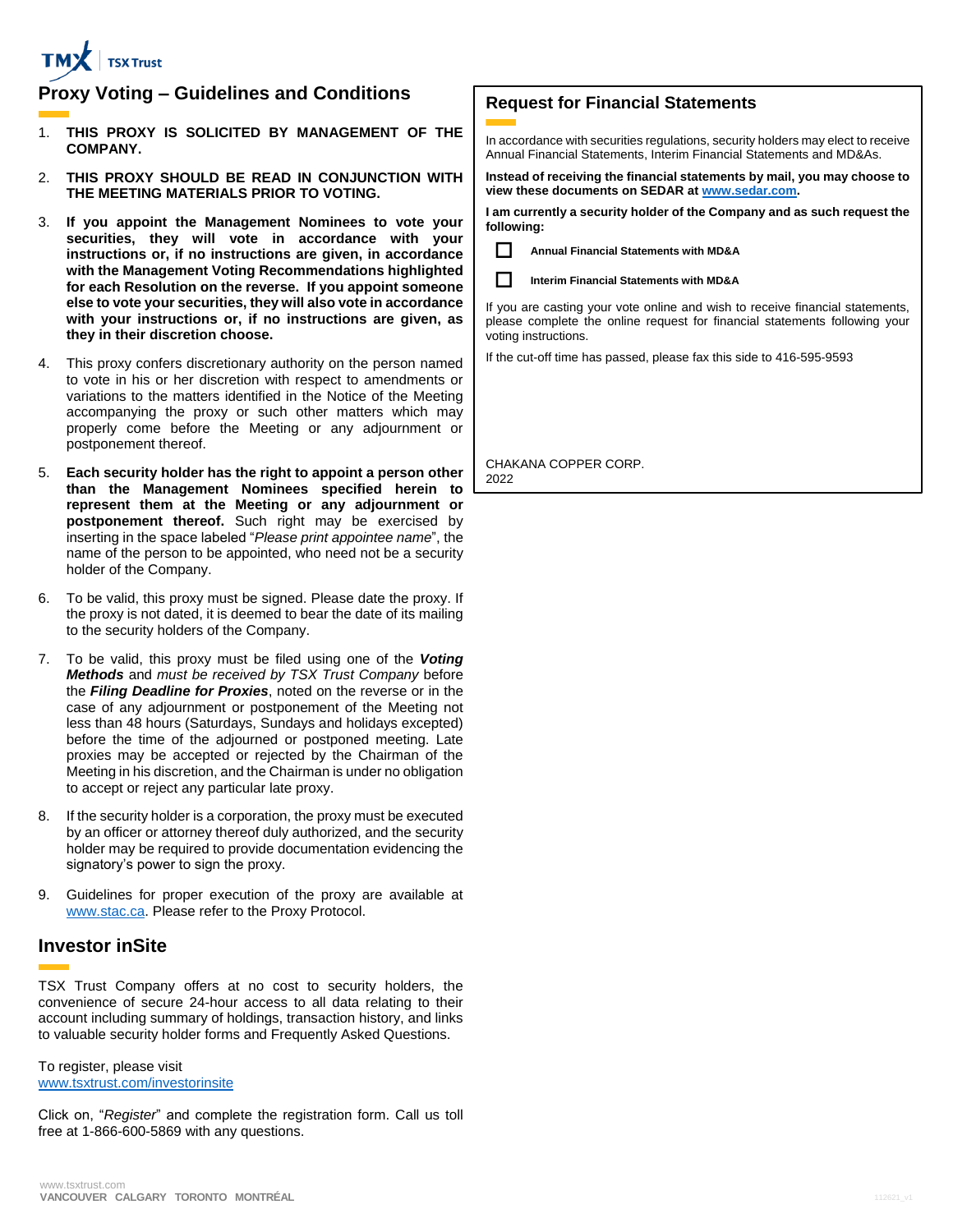## Proxy Voting – Guidelines and Conditions

1. **THIS PROXY IS SOLICITED BY MANAGEMENT OF THE COMPANY.**

2. **THIS PROXY SHOULD BE READ IN CONJUNCTION WITH THE MEETING MATERIALS PRIOR TO VOTING.**

3. **If you appoint the Management Nominees to vote your securities, they will vote in accordance with your instructions or, if no instructions are given, in accordance with the Management Voting Recommendations highlighted for each Resolution on the reverse. If you appoint someone else to vote your securities, they will also vote in accordance with your instructions or, if no instructions are given, as they in their discretion choose.**

4. This proxy confers discretionary authority on the person named to vote in his or her discretion with respect to amendments or variations to the matters identified in the Notice of the Meeting accompanying the proxy or such other matters which may properly come before the Meeting or any adjournment or postponement thereof.

5. **Each security holder has the right to appoint a person other than the Management Nominees specified herein to represent them at the Meeting or any adjournment or postponement thereof.** Such right may be exercised by inserting in the space labeled "*Please print appointee name*", the name of the person to be appointed, who need not be a security holder of the Company.

6. To be valid, this proxy must be signed. Please date the proxy. If the proxy is not dated, it is deemed to bear the date of its mailing to the security holders of the Company.

7. To be valid, this proxy must be filed using one of the ***Voting Methods*** and *must be received by TSX Trust Company* before the ***Filing Deadline for Proxies***, noted on the reverse or in the case of any adjournment or postponement of the Meeting not less than 48 hours (Saturdays, Sundays and holidays excepted) before the time of the adjourned or postponed meeting. Late proxies may be accepted or rejected by the Chairman of the Meeting in his discretion, and the Chairman is under no obligation to accept or reject any particular late proxy.

8. If the security holder is a corporation, the proxy must be executed by an officer or attorney thereof duly authorized, and the security holder may be required to provide documentation evidencing the signatory's power to sign the proxy.

9. Guidelines for proper execution of the proxy are available at www.stac.ca. Please refer to the Proxy Protocol.

## Investor inSite

TSX Trust Company offers at no cost to security holders, the convenience of secure 24-hour access to all data relating to their account including summary of holdings, transaction history, and links to valuable security holder forms and Frequently Asked Questions.

To register, please visit
www.tsxtrust.com/investorinsite

Click on, "*Register*" and complete the registration form. Call us toll free at 1-866-600-5869 with any questions.

## Request for Financial Statements

In accordance with securities regulations, security holders may elect to receive Annual Financial Statements, Interim Financial Statements and MD&As.

**Instead of receiving the financial statements by mail, you may choose to view these documents on SEDAR at www.sedar.com.**

**I am currently a security holder of the Company and as such request the following:**

☐ **Annual Financial Statements with MD&A**

☐ **Interim Financial Statements with MD&A**

If you are casting your vote online and wish to receive financial statements, please complete the online request for financial statements following your voting instructions.

If the cut-off time has passed, please fax this side to 416-595-9593

CHAKANA COPPER CORP.
2022